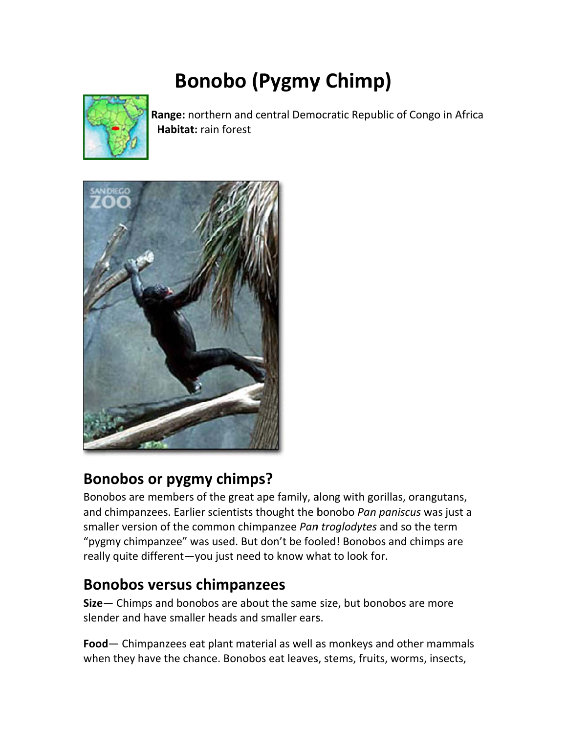# Bonobo (Pygmy Chimp)

**Range:** northern and central Democratic Republic of Congo in Africa
**Habitat:** rain forest

## Bonobos or pygmy chimps?

Bonobos are members of the great ape family, along with gorillas, orangutans, and chimpanzees. Earlier scientists thought the bonobo *Pan paniscus* was just a smaller version of the common chimpanzee *Pan troglodytes* and so the term "pygmy chimpanzee" was used. But don't be fooled! Bonobos and chimps are really quite different—you just need to know what to look for.

## Bonobos versus chimpanzees

**Size**— Chimps and bonobos are about the same size, but bonobos are more slender and have smaller heads and smaller ears.

**Food**— Chimpanzees eat plant material as well as monkeys and other mammals when they have the chance. Bonobos eat leaves, stems, fruits, worms, insects,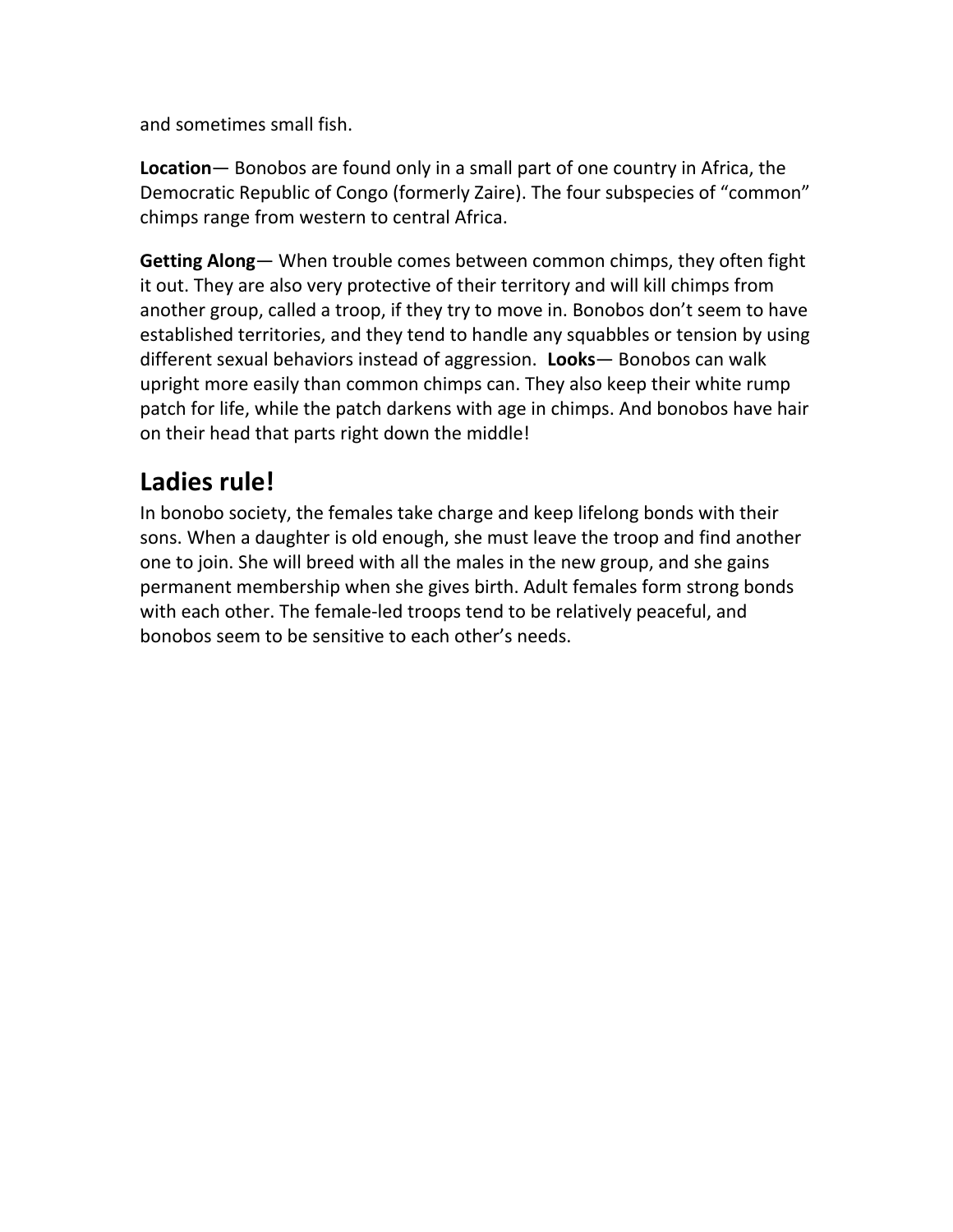and sometimes small fish.

**Location**— Bonobos are found only in a small part of one country in Africa, the Democratic Republic of Congo (formerly Zaire). The four subspecies of "common" chimps range from western to central Africa.

**Getting Along**— When trouble comes between common chimps, they often fight it out. They are also very protective of their territory and will kill chimps from another group, called a troop, if they try to move in. Bonobos don't seem to have established territories, and they tend to handle any squabbles or tension by using different sexual behaviors instead of aggression. **Looks**— Bonobos can walk upright more easily than common chimps can. They also keep their white rump patch for life, while the patch darkens with age in chimps. And bonobos have hair on their head that parts right down the middle!

## Ladies rule!

In bonobo society, the females take charge and keep lifelong bonds with their sons. When a daughter is old enough, she must leave the troop and find another one to join. She will breed with all the males in the new group, and she gains permanent membership when she gives birth. Adult females form strong bonds with each other. The female-led troops tend to be relatively peaceful, and bonobos seem to be sensitive to each other's needs.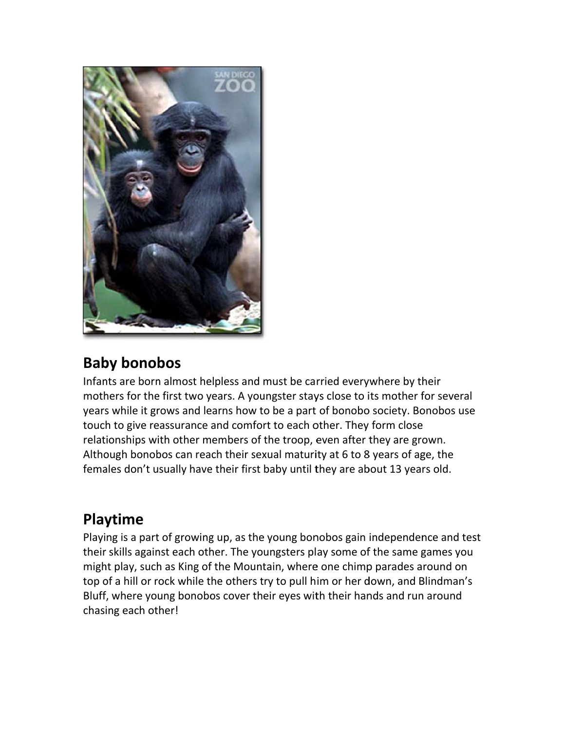## Baby bonobos

Infants are born almost helpless and must be carried everywhere by their mothers for the first two years. A youngster stays close to its mother for several years while it grows and learns how to be a part of bonobo society. Bonobos use touch to give reassurance and comfort to each other. They form close relationships with other members of the troop, even after they are grown. Although bonobos can reach their sexual maturity at 6 to 8 years of age, the females don't usually have their first baby until they are about 13 years old.

## Playtime

Playing is a part of growing up, as the young bonobos gain independence and test their skills against each other. The youngsters play some of the same games you might play, such as King of the Mountain, where one chimp parades around on top of a hill or rock while the others try to pull him or her down, and Blindman's Bluff, where young bonobos cover their eyes with their hands and run around chasing each other!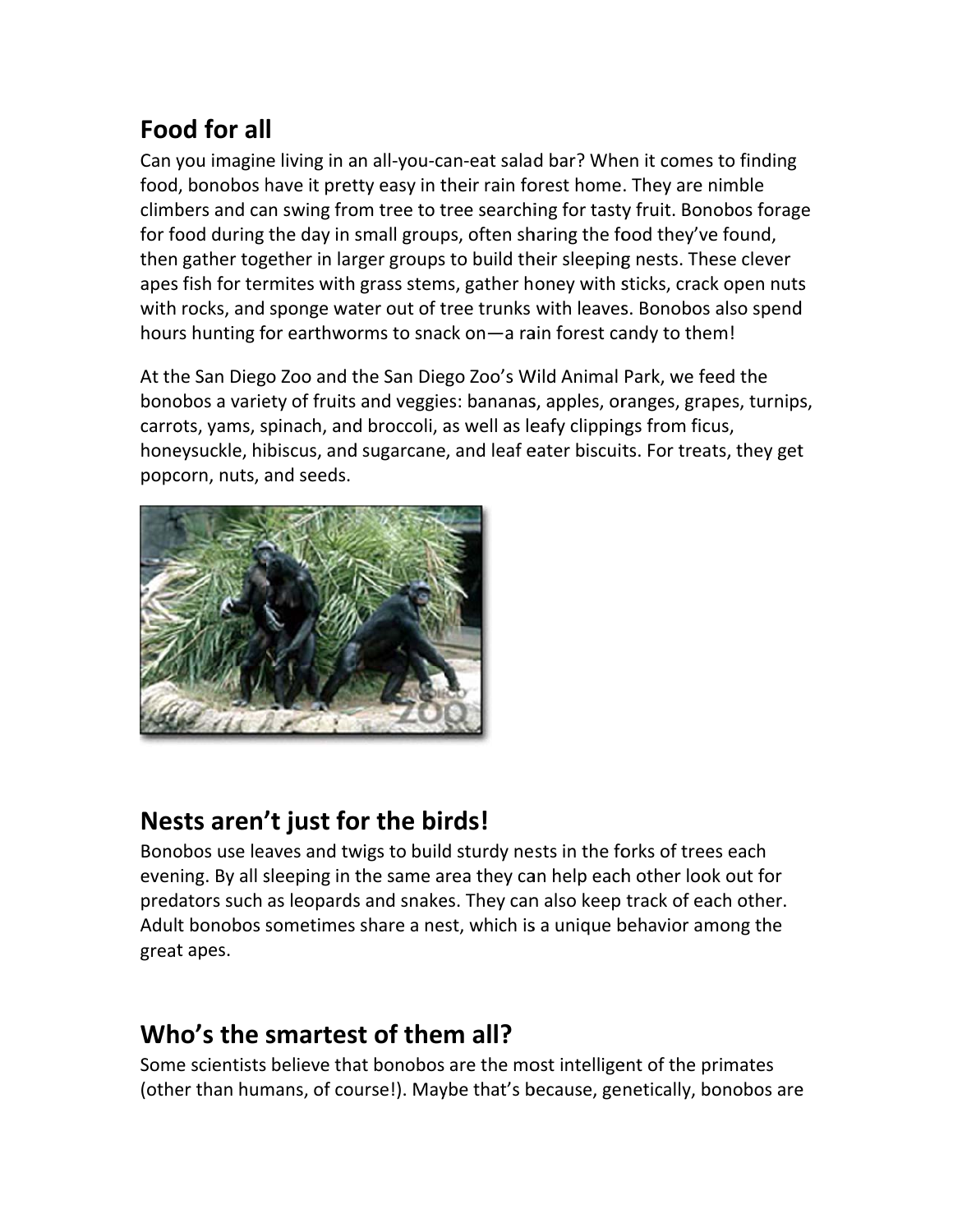## Food for all

Can you imagine living in an all-you-can-eat salad bar? When it comes to finding food, bonobos have it pretty easy in their rain forest home. They are nimble climbers and can swing from tree to tree searching for tasty fruit. Bonobos forage for food during the day in small groups, often sharing the food they've found, then gather together in larger groups to build their sleeping nests. These clever apes fish for termites with grass stems, gather honey with sticks, crack open nuts with rocks, and sponge water out of tree trunks with leaves. Bonobos also spend hours hunting for earthworms to snack on—a rain forest candy to them!

At the San Diego Zoo and the San Diego Zoo's Wild Animal Park, we feed the bonobos a variety of fruits and veggies: bananas, apples, oranges, grapes, turnips, carrots, yams, spinach, and broccoli, as well as leafy clippings from ficus, honeysuckle, hibiscus, and sugarcane, and leaf eater biscuits. For treats, they get popcorn, nuts, and seeds.

## Nests aren't just for the birds!

Bonobos use leaves and twigs to build sturdy nests in the forks of trees each evening. By all sleeping in the same area they can help each other look out for predators such as leopards and snakes. They can also keep track of each other. Adult bonobos sometimes share a nest, which is a unique behavior among the great apes.

## Who's the smartest of them all?

Some scientists believe that bonobos are the most intelligent of the primates (other than humans, of course!). Maybe that's because, genetically, bonobos are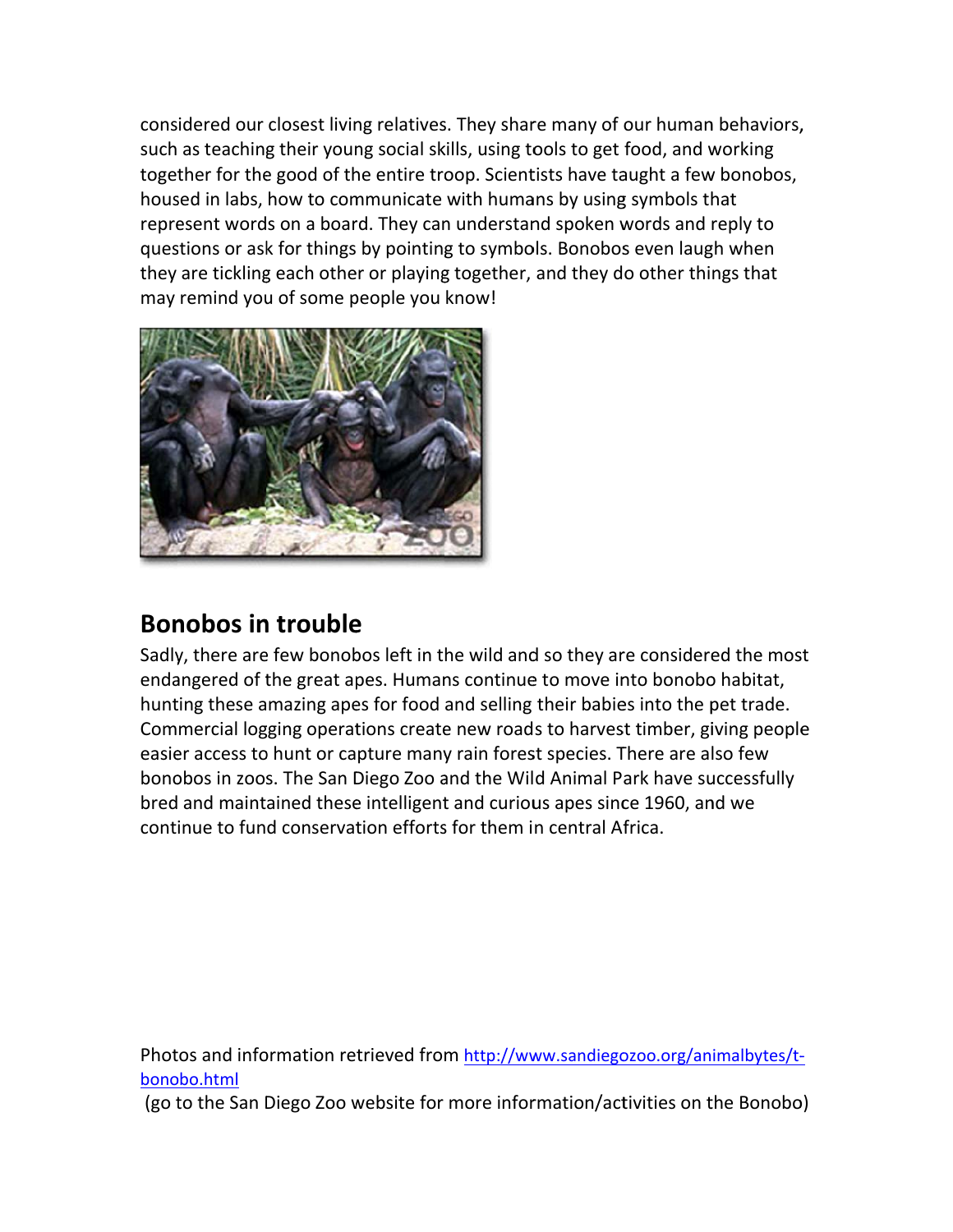considered our closest living relatives. They share many of our human behaviors, such as teaching their young social skills, using tools to get food, and working together for the good of the entire troop. Scientists have taught a few bonobos, housed in labs, how to communicate with humans by using symbols that represent words on a board. They can understand spoken words and reply to questions or ask for things by pointing to symbols. Bonobos even laugh when they are tickling each other or playing together, and they do other things that may remind you of some people you know!

## Bonobos in trouble

Sadly, there are few bonobos left in the wild and so they are considered the most endangered of the great apes. Humans continue to move into bonobo habitat, hunting these amazing apes for food and selling their babies into the pet trade. Commercial logging operations create new roads to harvest timber, giving people easier access to hunt or capture many rain forest species. There are also few bonobos in zoos. The San Diego Zoo and the Wild Animal Park have successfully bred and maintained these intelligent and curious apes since 1960, and we continue to fund conservation efforts for them in central Africa.

Photos and information retrieved from [http://www.sandiegozoo.org/animalbytes/t-bonobo.html](http://www.sandiegozoo.org/animalbytes/t-bonobo.html)
(go to the San Diego Zoo website for more information/activities on the Bonobo)